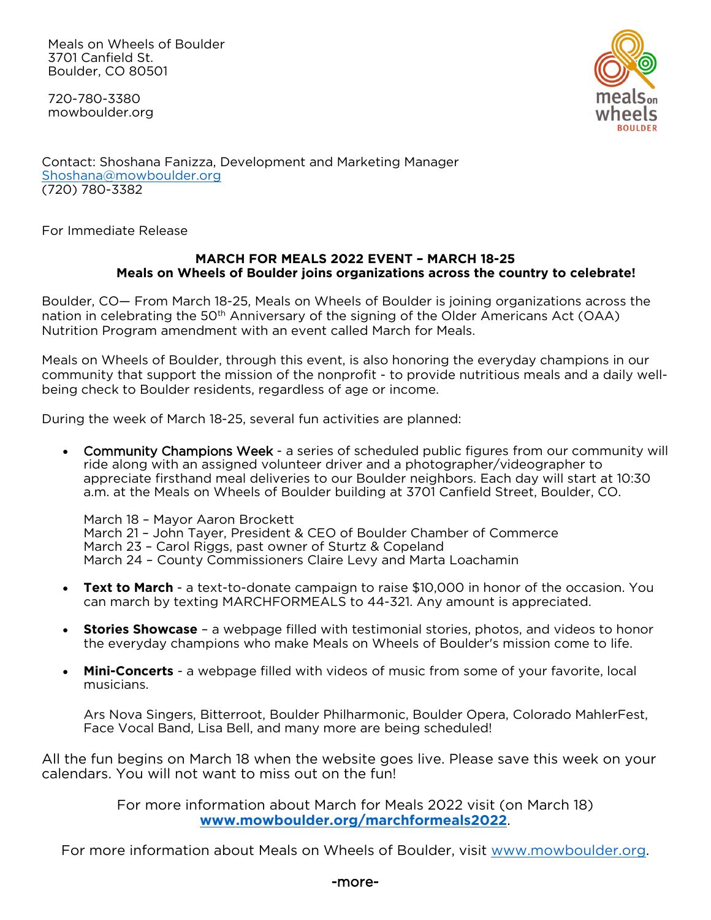Meals on Wheels of Boulder
3701 Canfield St.
Boulder, CO 80501

720-780-3380
mowboulder.org

Contact: Shoshana Fanizza, Development and Marketing Manager
Shoshana@mowboulder.org
(720) 780-3382

For Immediate Release

**MARCH FOR MEALS 2022 EVENT – MARCH 18-25**
**Meals on Wheels of Boulder joins organizations across the country to celebrate!**

Boulder, CO— From March 18-25, Meals on Wheels of Boulder is joining organizations across the nation in celebrating the 50th Anniversary of the signing of the Older Americans Act (OAA) Nutrition Program amendment with an event called March for Meals.

Meals on Wheels of Boulder, through this event, is also honoring the everyday champions in our community that support the mission of the nonprofit - to provide nutritious meals and a daily well-being check to Boulder residents, regardless of age or income.

During the week of March 18-25, several fun activities are planned:

- Community Champions Week - a series of scheduled public figures from our community will ride along with an assigned volunteer driver and a photographer/videographer to appreciate firsthand meal deliveries to our Boulder neighbors. Each day will start at 10:30 a.m. at the Meals on Wheels of Boulder building at 3701 Canfield Street, Boulder, CO.

  March 18 – Mayor Aaron Brockett
  March 21 – John Tayer, President & CEO of Boulder Chamber of Commerce
  March 23 – Carol Riggs, past owner of Sturtz & Copeland
  March 24 – County Commissioners Claire Levy and Marta Loachamin

- **Text to March** - a text-to-donate campaign to raise $10,000 in honor of the occasion. You can march by texting MARCHFORMEALS to 44-321. Any amount is appreciated.

- **Stories Showcase** – a webpage filled with testimonial stories, photos, and videos to honor the everyday champions who make Meals on Wheels of Boulder's mission come to life.

- **Mini-Concerts** - a webpage filled with videos of music from some of your favorite, local musicians.

  Ars Nova Singers, Bitterroot, Boulder Philharmonic, Boulder Opera, Colorado MahlerFest, Face Vocal Band, Lisa Bell, and many more are being scheduled!

All the fun begins on March 18 when the website goes live. Please save this week on your calendars. You will not want to miss out on the fun!

For more information about March for Meals 2022 visit (on March 18) **www.mowboulder.org/marchformeals2022**.

For more information about Meals on Wheels of Boulder, visit www.mowboulder.org.

-more-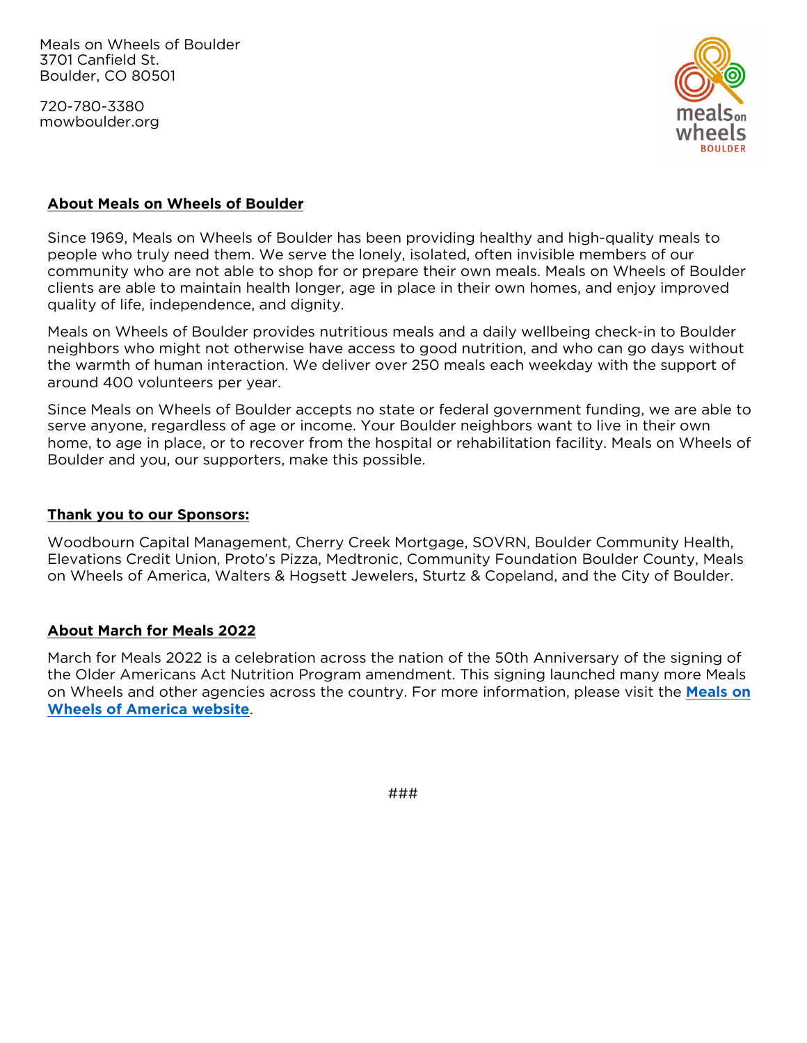Meals on Wheels of Boulder
3701 Canfield St.
Boulder, CO 80501

720-780-3380
mowboulder.org

meals on wheels BOULDER

## About Meals on Wheels of Boulder

Since 1969, Meals on Wheels of Boulder has been providing healthy and high-quality meals to people who truly need them. We serve the lonely, isolated, often invisible members of our community who are not able to shop for or prepare their own meals. Meals on Wheels of Boulder clients are able to maintain health longer, age in place in their own homes, and enjoy improved quality of life, independence, and dignity.

Meals on Wheels of Boulder provides nutritious meals and a daily wellbeing check-in to Boulder neighbors who might not otherwise have access to good nutrition, and who can go days without the warmth of human interaction. We deliver over 250 meals each weekday with the support of around 400 volunteers per year.

Since Meals on Wheels of Boulder accepts no state or federal government funding, we are able to serve anyone, regardless of age or income. Your Boulder neighbors want to live in their own home, to age in place, or to recover from the hospital or rehabilitation facility. Meals on Wheels of Boulder and you, our supporters, make this possible.

## Thank you to our Sponsors:

Woodbourn Capital Management, Cherry Creek Mortgage, SOVRN, Boulder Community Health, Elevations Credit Union, Proto's Pizza, Medtronic, Community Foundation Boulder County, Meals on Wheels of America, Walters & Hogsett Jewelers, Sturtz & Copeland, and the City of Boulder.

## About March for Meals 2022

March for Meals 2022 is a celebration across the nation of the 50th Anniversary of the signing of the Older Americans Act Nutrition Program amendment. This signing launched many more Meals on Wheels and other agencies across the country. For more information, please visit the **Meals on Wheels of America website**.

###